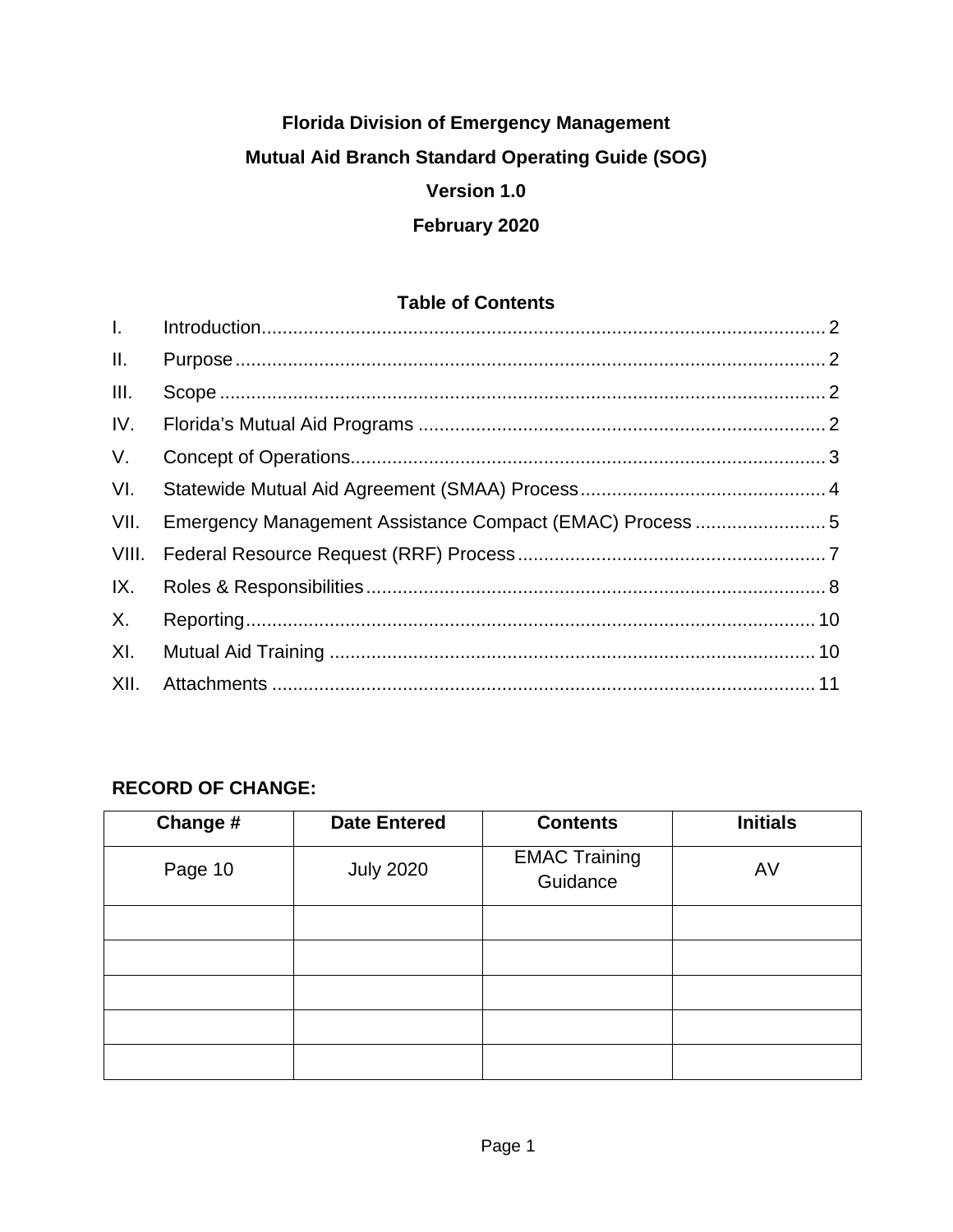# Florida Division of Emergency Management

## Mutual Aid Branch Standard Operating Guide (SOG)

**Version 1.0**

**February 2020**

## Table of Contents

| | | |
|---|---|---|
| I. | Introduction | 2 |
| II. | Purpose | 2 |
| III. | Scope | 2 |
| IV. | Florida's Mutual Aid Programs | 2 |
| V. | Concept of Operations | 3 |
| VI. | Statewide Mutual Aid Agreement (SMAA) Process | 4 |
| VII. | Emergency Management Assistance Compact (EMAC) Process | 5 |
| VIII. | Federal Resource Request (RRF) Process | 7 |
| IX. | Roles & Responsibilities | 8 |
| X. | Reporting | 10 |
| XI. | Mutual Aid Training | 10 |
| XII. | Attachments | 11 |

**RECORD OF CHANGE:**

| Change # | Date Entered | Contents | Initials |
|---|---|---|---|
| Page 10 | July 2020 | EMAC Training Guidance | AV |
| | | | |
| | | | |
| | | | |
| | | | |
| | | | |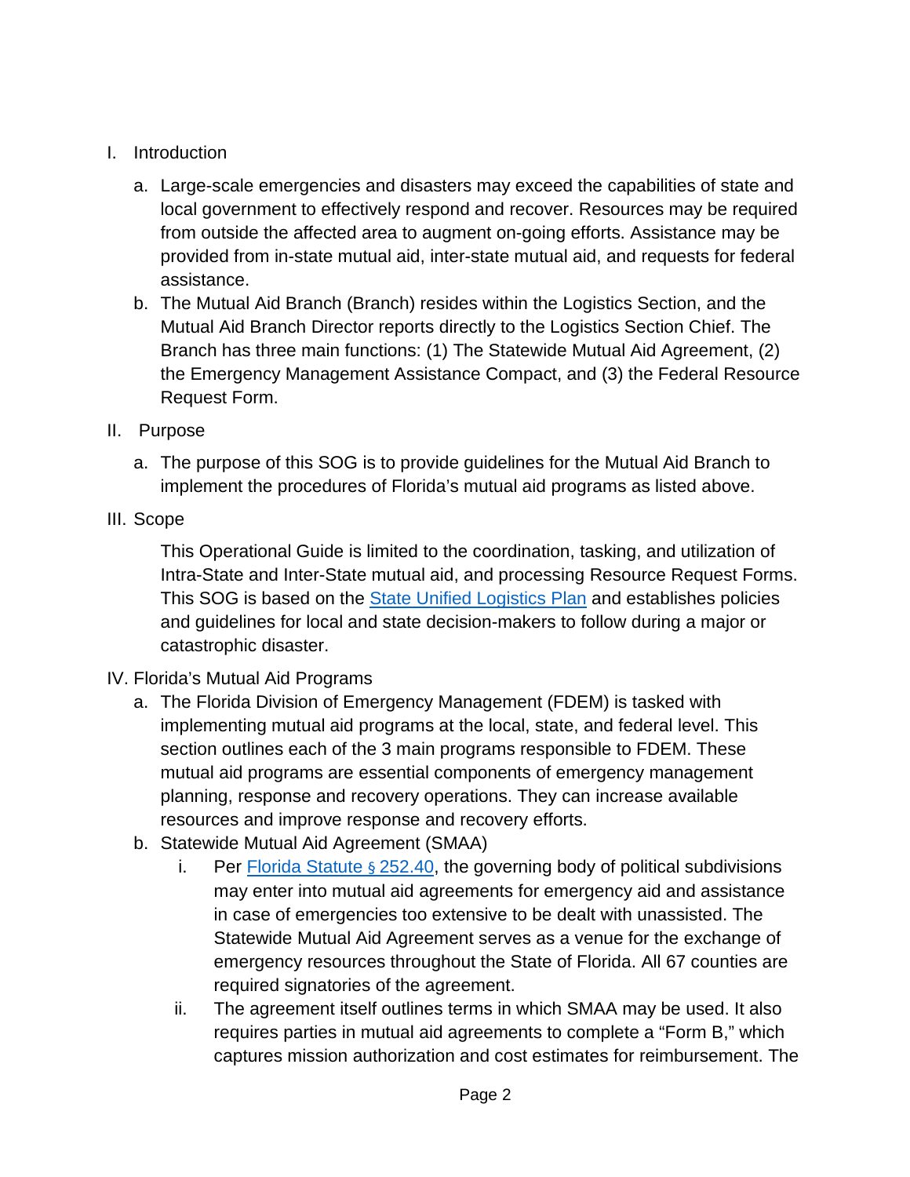I. Introduction

   a. Large-scale emergencies and disasters may exceed the capabilities of state and local government to effectively respond and recover. Resources may be required from outside the affected area to augment on-going efforts. Assistance may be provided from in-state mutual aid, inter-state mutual aid, and requests for federal assistance.
   b. The Mutual Aid Branch (Branch) resides within the Logistics Section, and the Mutual Aid Branch Director reports directly to the Logistics Section Chief. The Branch has three main functions: (1) The Statewide Mutual Aid Agreement, (2) the Emergency Management Assistance Compact, and (3) the Federal Resource Request Form.

II. Purpose

   a. The purpose of this SOG is to provide guidelines for the Mutual Aid Branch to implement the procedures of Florida's mutual aid programs as listed above.

III. Scope

   This Operational Guide is limited to the coordination, tasking, and utilization of Intra-State and Inter-State mutual aid, and processing Resource Request Forms. This SOG is based on the [State Unified Logistics Plan]() and establishes policies and guidelines for local and state decision-makers to follow during a major or catastrophic disaster.

IV. Florida's Mutual Aid Programs

   a. The Florida Division of Emergency Management (FDEM) is tasked with implementing mutual aid programs at the local, state, and federal level. This section outlines each of the 3 main programs responsible to FDEM. These mutual aid programs are essential components of emergency management planning, response and recovery operations. They can increase available resources and improve response and recovery efforts.
   b. Statewide Mutual Aid Agreement (SMAA)
      i. Per [Florida Statute § 252.40](), the governing body of political subdivisions may enter into mutual aid agreements for emergency aid and assistance in case of emergencies too extensive to be dealt with unassisted. The Statewide Mutual Aid Agreement serves as a venue for the exchange of emergency resources throughout the State of Florida. All 67 counties are required signatories of the agreement.
      ii. The agreement itself outlines terms in which SMAA may be used. It also requires parties in mutual aid agreements to complete a "Form B," which captures mission authorization and cost estimates for reimbursement. The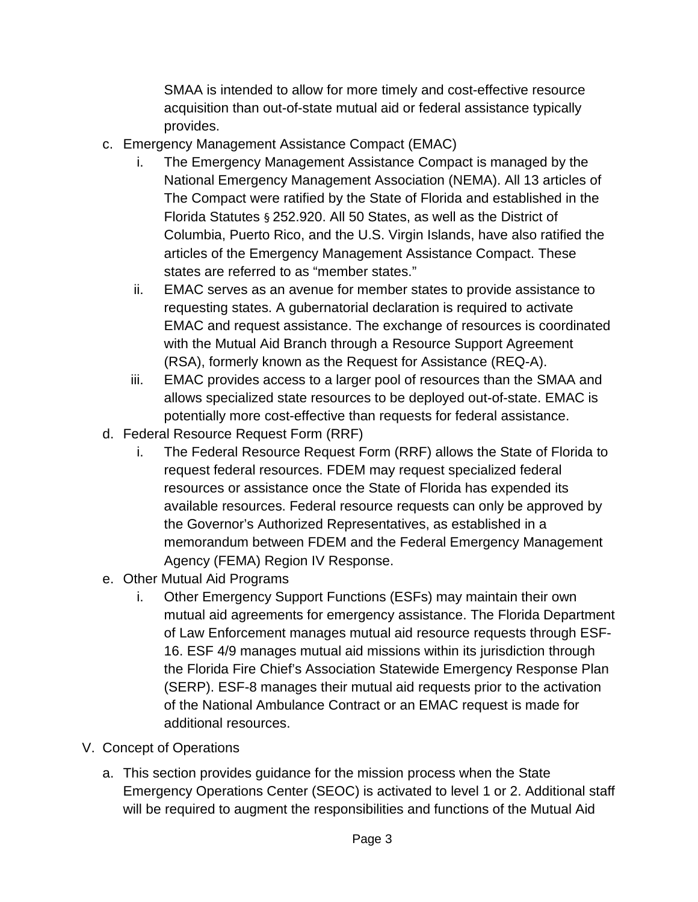SMAA is intended to allow for more timely and cost-effective resource acquisition than out-of-state mutual aid or federal assistance typically provides.

c. Emergency Management Assistance Compact (EMAC)
   i. The Emergency Management Assistance Compact is managed by the National Emergency Management Association (NEMA). All 13 articles of The Compact were ratified by the State of Florida and established in the Florida Statutes § 252.920. All 50 States, as well as the District of Columbia, Puerto Rico, and the U.S. Virgin Islands, have also ratified the articles of the Emergency Management Assistance Compact. These states are referred to as "member states."
   ii. EMAC serves as an avenue for member states to provide assistance to requesting states. A gubernatorial declaration is required to activate EMAC and request assistance. The exchange of resources is coordinated with the Mutual Aid Branch through a Resource Support Agreement (RSA), formerly known as the Request for Assistance (REQ-A).
   iii. EMAC provides access to a larger pool of resources than the SMAA and allows specialized state resources to be deployed out-of-state. EMAC is potentially more cost-effective than requests for federal assistance.

d. Federal Resource Request Form (RRF)
   i. The Federal Resource Request Form (RRF) allows the State of Florida to request federal resources. FDEM may request specialized federal resources or assistance once the State of Florida has expended its available resources. Federal resource requests can only be approved by the Governor's Authorized Representatives, as established in a memorandum between FDEM and the Federal Emergency Management Agency (FEMA) Region IV Response.

e. Other Mutual Aid Programs
   i. Other Emergency Support Functions (ESFs) may maintain their own mutual aid agreements for emergency assistance. The Florida Department of Law Enforcement manages mutual aid resource requests through ESF-16. ESF 4/9 manages mutual aid missions within its jurisdiction through the Florida Fire Chief's Association Statewide Emergency Response Plan (SERP). ESF-8 manages their mutual aid requests prior to the activation of the National Ambulance Contract or an EMAC request is made for additional resources.

V. Concept of Operations

a. This section provides guidance for the mission process when the State Emergency Operations Center (SEOC) is activated to level 1 or 2. Additional staff will be required to augment the responsibilities and functions of the Mutual Aid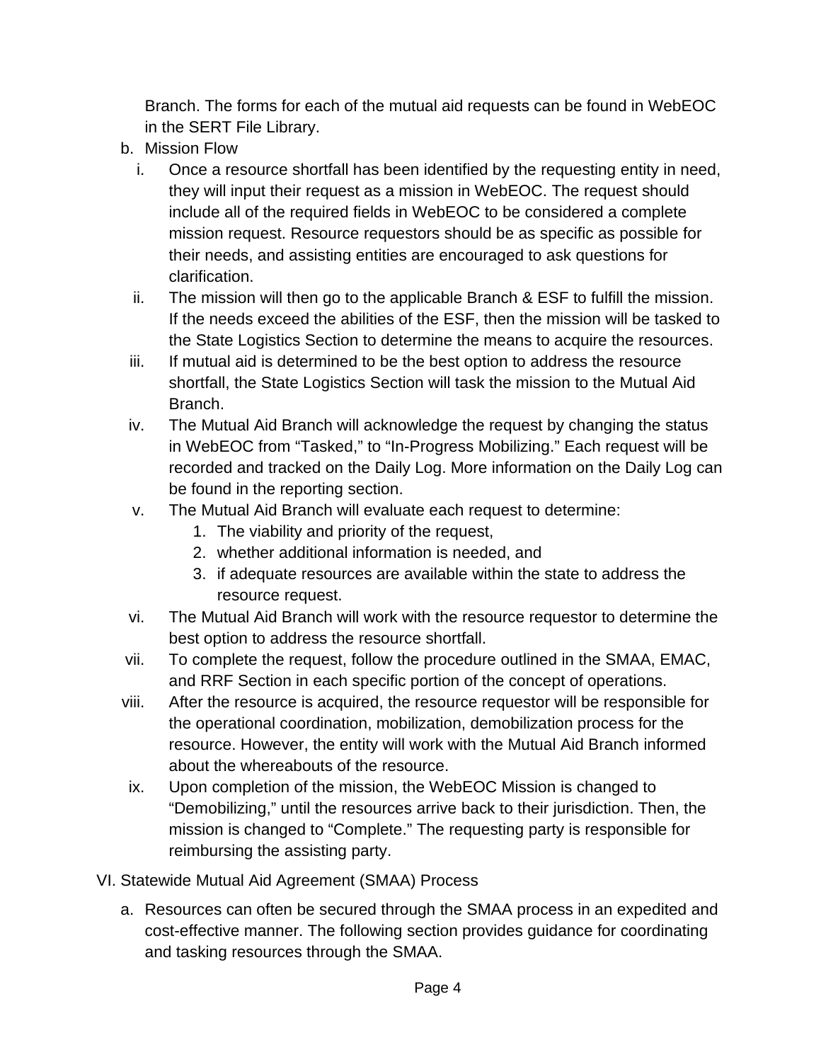Branch. The forms for each of the mutual aid requests can be found in WebEOC in the SERT File Library.

b. Mission Flow
   i. Once a resource shortfall has been identified by the requesting entity in need, they will input their request as a mission in WebEOC. The request should include all of the required fields in WebEOC to be considered a complete mission request. Resource requestors should be as specific as possible for their needs, and assisting entities are encouraged to ask questions for clarification.
   ii. The mission will then go to the applicable Branch & ESF to fulfill the mission. If the needs exceed the abilities of the ESF, then the mission will be tasked to the State Logistics Section to determine the means to acquire the resources.
   iii. If mutual aid is determined to be the best option to address the resource shortfall, the State Logistics Section will task the mission to the Mutual Aid Branch.
   iv. The Mutual Aid Branch will acknowledge the request by changing the status in WebEOC from "Tasked," to "In-Progress Mobilizing." Each request will be recorded and tracked on the Daily Log. More information on the Daily Log can be found in the reporting section.
   v. The Mutual Aid Branch will evaluate each request to determine:
      1. The viability and priority of the request,
      2. whether additional information is needed, and
      3. if adequate resources are available within the state to address the resource request.
   vi. The Mutual Aid Branch will work with the resource requestor to determine the best option to address the resource shortfall.
   vii. To complete the request, follow the procedure outlined in the SMAA, EMAC, and RRF Section in each specific portion of the concept of operations.
   viii. After the resource is acquired, the resource requestor will be responsible for the operational coordination, mobilization, demobilization process for the resource. However, the entity will work with the Mutual Aid Branch informed about the whereabouts of the resource.
   ix. Upon completion of the mission, the WebEOC Mission is changed to "Demobilizing," until the resources arrive back to their jurisdiction. Then, the mission is changed to "Complete." The requesting party is responsible for reimbursing the assisting party.

VI. Statewide Mutual Aid Agreement (SMAA) Process

a. Resources can often be secured through the SMAA process in an expedited and cost-effective manner. The following section provides guidance for coordinating and tasking resources through the SMAA.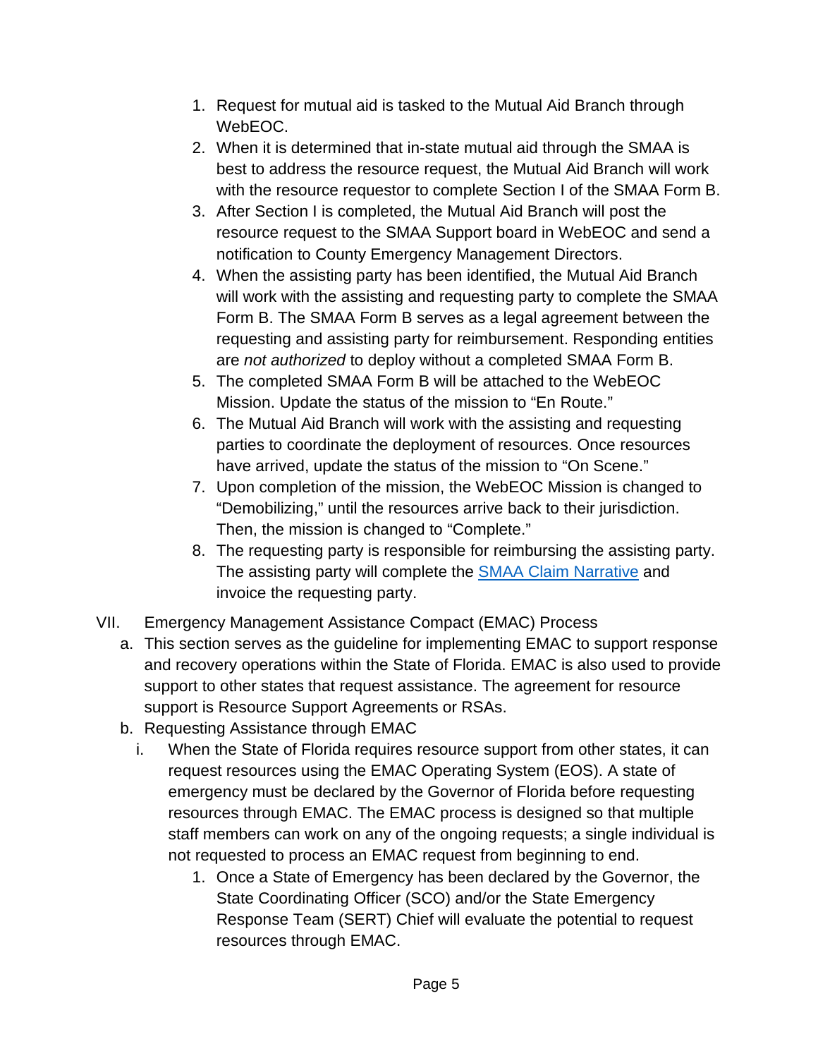1. Request for mutual aid is tasked to the Mutual Aid Branch through WebEOC.
2. When it is determined that in-state mutual aid through the SMAA is best to address the resource request, the Mutual Aid Branch will work with the resource requestor to complete Section I of the SMAA Form B.
3. After Section I is completed, the Mutual Aid Branch will post the resource request to the SMAA Support board in WebEOC and send a notification to County Emergency Management Directors.
4. When the assisting party has been identified, the Mutual Aid Branch will work with the assisting and requesting party to complete the SMAA Form B. The SMAA Form B serves as a legal agreement between the requesting and assisting party for reimbursement. Responding entities are *not authorized* to deploy without a completed SMAA Form B.
5. The completed SMAA Form B will be attached to the WebEOC Mission. Update the status of the mission to "En Route."
6. The Mutual Aid Branch will work with the assisting and requesting parties to coordinate the deployment of resources. Once resources have arrived, update the status of the mission to "On Scene."
7. Upon completion of the mission, the WebEOC Mission is changed to "Demobilizing," until the resources arrive back to their jurisdiction. Then, the mission is changed to "Complete."
8. The requesting party is responsible for reimbursing the assisting party. The assisting party will complete the SMAA Claim Narrative and invoice the requesting party.

VII. Emergency Management Assistance Compact (EMAC) Process

a. This section serves as the guideline for implementing EMAC to support response and recovery operations within the State of Florida. EMAC is also used to provide support to other states that request assistance. The agreement for resource support is Resource Support Agreements or RSAs.

b. Requesting Assistance through EMAC

i. When the State of Florida requires resource support from other states, it can request resources using the EMAC Operating System (EOS). A state of emergency must be declared by the Governor of Florida before requesting resources through EMAC. The EMAC process is designed so that multiple staff members can work on any of the ongoing requests; a single individual is not requested to process an EMAC request from beginning to end.

1. Once a State of Emergency has been declared by the Governor, the State Coordinating Officer (SCO) and/or the State Emergency Response Team (SERT) Chief will evaluate the potential to request resources through EMAC.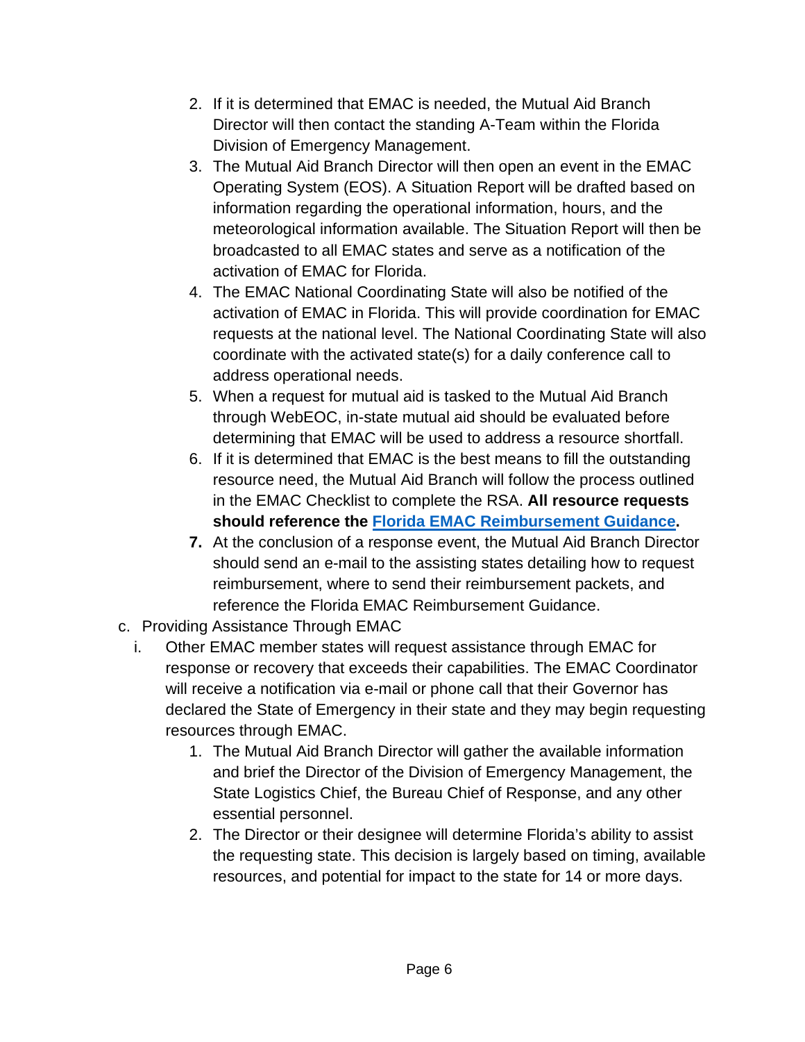2. If it is determined that EMAC is needed, the Mutual Aid Branch Director will then contact the standing A-Team within the Florida Division of Emergency Management.
3. The Mutual Aid Branch Director will then open an event in the EMAC Operating System (EOS). A Situation Report will be drafted based on information regarding the operational information, hours, and the meteorological information available. The Situation Report will then be broadcasted to all EMAC states and serve as a notification of the activation of EMAC for Florida.
4. The EMAC National Coordinating State will also be notified of the activation of EMAC in Florida. This will provide coordination for EMAC requests at the national level. The National Coordinating State will also coordinate with the activated state(s) for a daily conference call to address operational needs.
5. When a request for mutual aid is tasked to the Mutual Aid Branch through WebEOC, in-state mutual aid should be evaluated before determining that EMAC will be used to address a resource shortfall.
6. If it is determined that EMAC is the best means to fill the outstanding resource need, the Mutual Aid Branch will follow the process outlined in the EMAC Checklist to complete the RSA. **All resource requests should reference the Florida EMAC Reimbursement Guidance.**
7. At the conclusion of a response event, the Mutual Aid Branch Director should send an e-mail to the assisting states detailing how to request reimbursement, where to send their reimbursement packets, and reference the Florida EMAC Reimbursement Guidance.

c. Providing Assistance Through EMAC

i. Other EMAC member states will request assistance through EMAC for response or recovery that exceeds their capabilities. The EMAC Coordinator will receive a notification via e-mail or phone call that their Governor has declared the State of Emergency in their state and they may begin requesting resources through EMAC.

1. The Mutual Aid Branch Director will gather the available information and brief the Director of the Division of Emergency Management, the State Logistics Chief, the Bureau Chief of Response, and any other essential personnel.
2. The Director or their designee will determine Florida's ability to assist the requesting state. This decision is largely based on timing, available resources, and potential for impact to the state for 14 or more days.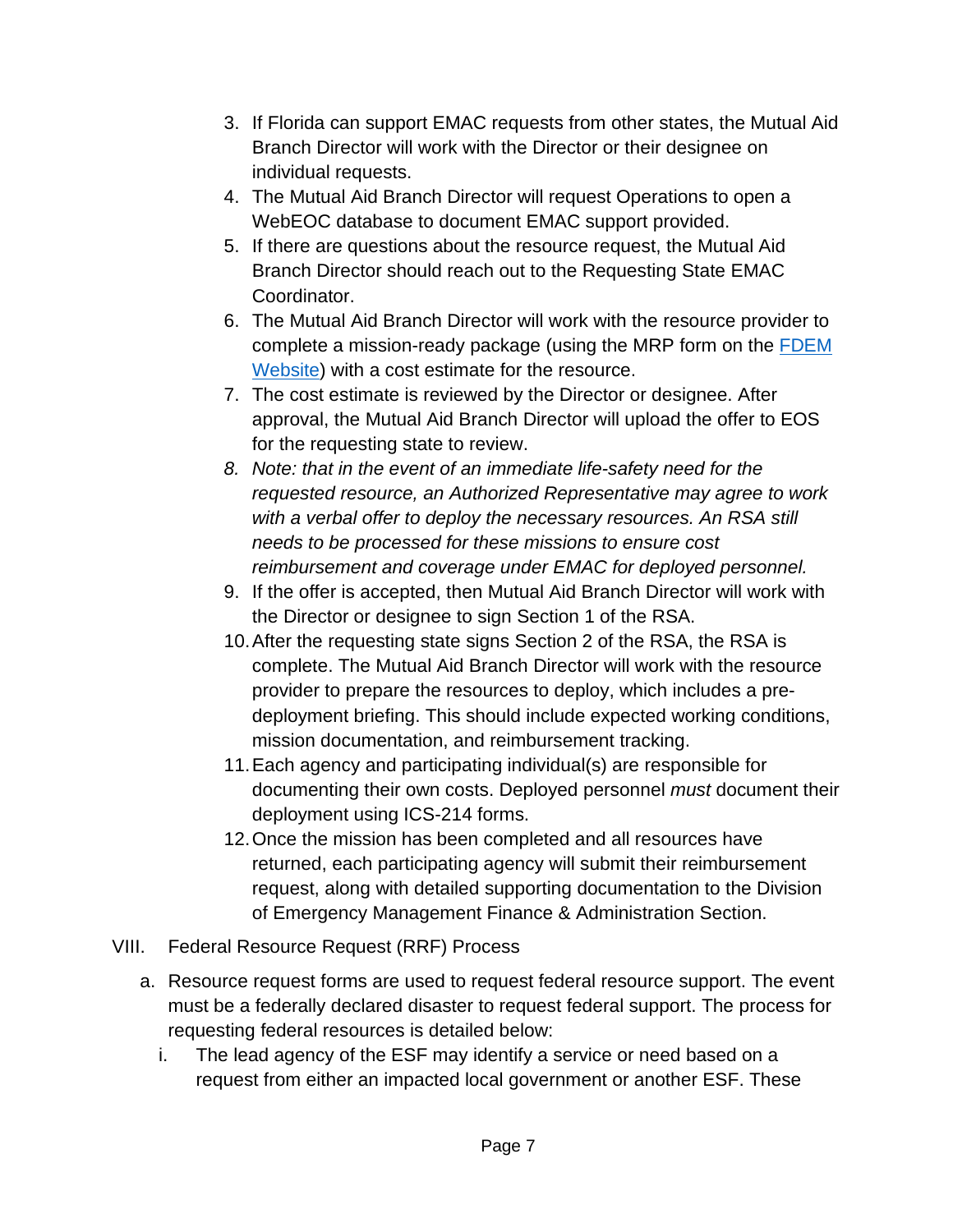3. If Florida can support EMAC requests from other states, the Mutual Aid Branch Director will work with the Director or their designee on individual requests.
4. The Mutual Aid Branch Director will request Operations to open a WebEOC database to document EMAC support provided.
5. If there are questions about the resource request, the Mutual Aid Branch Director should reach out to the Requesting State EMAC Coordinator.
6. The Mutual Aid Branch Director will work with the resource provider to complete a mission-ready package (using the MRP form on the [FDEM Website]) with a cost estimate for the resource.
7. The cost estimate is reviewed by the Director or designee. After approval, the Mutual Aid Branch Director will upload the offer to EOS for the requesting state to review.
8. *Note: that in the event of an immediate life-safety need for the requested resource, an Authorized Representative may agree to work with a verbal offer to deploy the necessary resources. An RSA still needs to be processed for these missions to ensure cost reimbursement and coverage under EMAC for deployed personnel.*
9. If the offer is accepted, then Mutual Aid Branch Director will work with the Director or designee to sign Section 1 of the RSA.
10. After the requesting state signs Section 2 of the RSA, the RSA is complete. The Mutual Aid Branch Director will work with the resource provider to prepare the resources to deploy, which includes a pre-deployment briefing. This should include expected working conditions, mission documentation, and reimbursement tracking.
11. Each agency and participating individual(s) are responsible for documenting their own costs. Deployed personnel *must* document their deployment using ICS-214 forms.
12. Once the mission has been completed and all resources have returned, each participating agency will submit their reimbursement request, along with detailed supporting documentation to the Division of Emergency Management Finance & Administration Section.

VIII. Federal Resource Request (RRF) Process

a. Resource request forms are used to request federal resource support. The event must be a federally declared disaster to request federal support. The process for requesting federal resources is detailed below:

   i. The lead agency of the ESF may identify a service or need based on a request from either an impacted local government or another ESF. These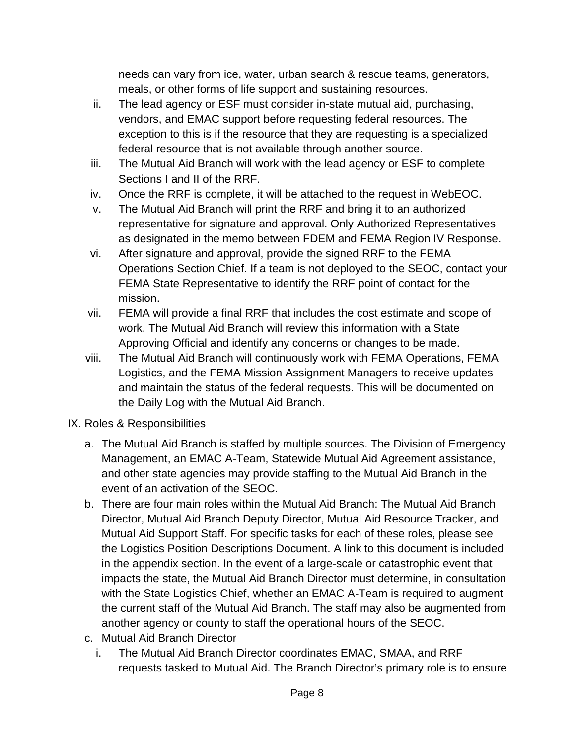needs can vary from ice, water, urban search & rescue teams, generators, meals, or other forms of life support and sustaining resources.

ii. The lead agency or ESF must consider in-state mutual aid, purchasing, vendors, and EMAC support before requesting federal resources. The exception to this is if the resource that they are requesting is a specialized federal resource that is not available through another source.

iii. The Mutual Aid Branch will work with the lead agency or ESF to complete Sections I and II of the RRF.

iv. Once the RRF is complete, it will be attached to the request in WebEOC.

v. The Mutual Aid Branch will print the RRF and bring it to an authorized representative for signature and approval. Only Authorized Representatives as designated in the memo between FDEM and FEMA Region IV Response.

vi. After signature and approval, provide the signed RRF to the FEMA Operations Section Chief. If a team is not deployed to the SEOC, contact your FEMA State Representative to identify the RRF point of contact for the mission.

vii. FEMA will provide a final RRF that includes the cost estimate and scope of work. The Mutual Aid Branch will review this information with a State Approving Official and identify any concerns or changes to be made.

viii. The Mutual Aid Branch will continuously work with FEMA Operations, FEMA Logistics, and the FEMA Mission Assignment Managers to receive updates and maintain the status of the federal requests. This will be documented on the Daily Log with the Mutual Aid Branch.

## IX. Roles & Responsibilities

a. The Mutual Aid Branch is staffed by multiple sources. The Division of Emergency Management, an EMAC A-Team, Statewide Mutual Aid Agreement assistance, and other state agencies may provide staffing to the Mutual Aid Branch in the event of an activation of the SEOC.

b. There are four main roles within the Mutual Aid Branch: The Mutual Aid Branch Director, Mutual Aid Branch Deputy Director, Mutual Aid Resource Tracker, and Mutual Aid Support Staff. For specific tasks for each of these roles, please see the Logistics Position Descriptions Document. A link to this document is included in the appendix section. In the event of a large-scale or catastrophic event that impacts the state, the Mutual Aid Branch Director must determine, in consultation with the State Logistics Chief, whether an EMAC A-Team is required to augment the current staff of the Mutual Aid Branch. The staff may also be augmented from another agency or county to staff the operational hours of the SEOC.

c. Mutual Aid Branch Director

i. The Mutual Aid Branch Director coordinates EMAC, SMAA, and RRF requests tasked to Mutual Aid. The Branch Director's primary role is to ensure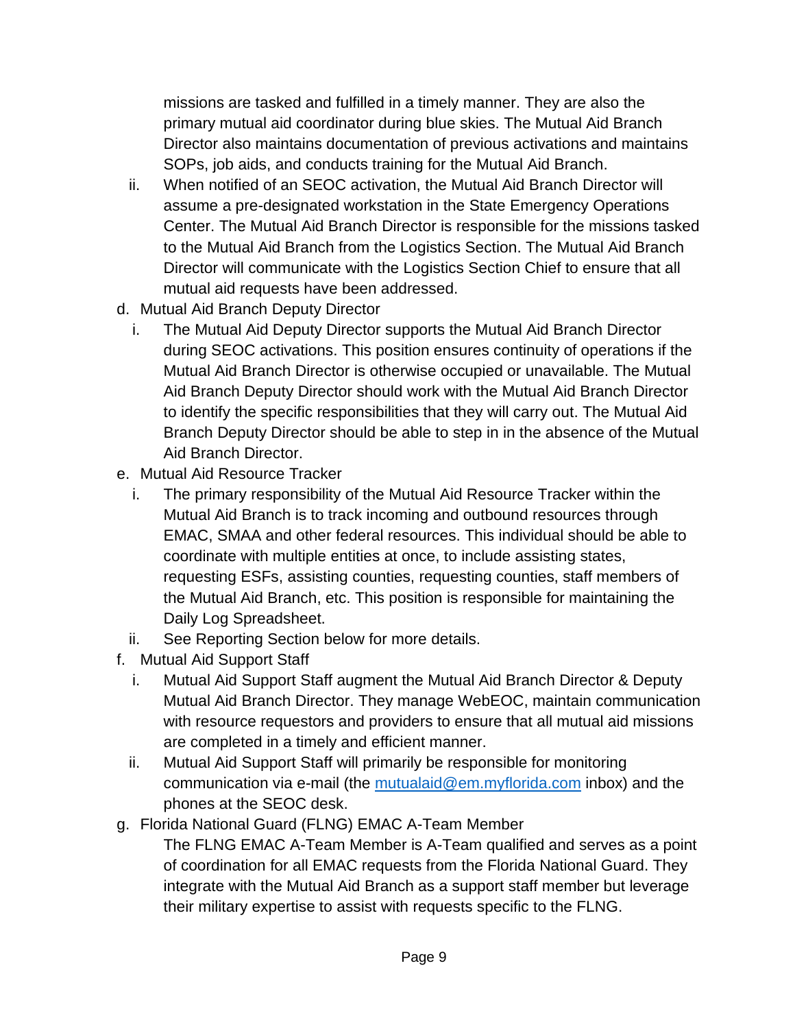missions are tasked and fulfilled in a timely manner. They are also the primary mutual aid coordinator during blue skies. The Mutual Aid Branch Director also maintains documentation of previous activations and maintains SOPs, job aids, and conducts training for the Mutual Aid Branch.

  ii. When notified of an SEOC activation, the Mutual Aid Branch Director will assume a pre-designated workstation in the State Emergency Operations Center. The Mutual Aid Branch Director is responsible for the missions tasked to the Mutual Aid Branch from the Logistics Section. The Mutual Aid Branch Director will communicate with the Logistics Section Chief to ensure that all mutual aid requests have been addressed.

d. Mutual Aid Branch Deputy Director
  i. The Mutual Aid Deputy Director supports the Mutual Aid Branch Director during SEOC activations. This position ensures continuity of operations if the Mutual Aid Branch Director is otherwise occupied or unavailable. The Mutual Aid Branch Deputy Director should work with the Mutual Aid Branch Director to identify the specific responsibilities that they will carry out. The Mutual Aid Branch Deputy Director should be able to step in in the absence of the Mutual Aid Branch Director.

e. Mutual Aid Resource Tracker
  i. The primary responsibility of the Mutual Aid Resource Tracker within the Mutual Aid Branch is to track incoming and outbound resources through EMAC, SMAA and other federal resources. This individual should be able to coordinate with multiple entities at once, to include assisting states, requesting ESFs, assisting counties, requesting counties, staff members of the Mutual Aid Branch, etc. This position is responsible for maintaining the Daily Log Spreadsheet.
  ii. See Reporting Section below for more details.

f. Mutual Aid Support Staff
  i. Mutual Aid Support Staff augment the Mutual Aid Branch Director & Deputy Mutual Aid Branch Director. They manage WebEOC, maintain communication with resource requestors and providers to ensure that all mutual aid missions are completed in a timely and efficient manner.
  ii. Mutual Aid Support Staff will primarily be responsible for monitoring communication via e-mail (the [mutualaid@em.myflorida.com](mailto:mutualaid@em.myflorida.com) inbox) and the phones at the SEOC desk.

g. Florida National Guard (FLNG) EMAC A-Team Member

  The FLNG EMAC A-Team Member is A-Team qualified and serves as a point of coordination for all EMAC requests from the Florida National Guard. They integrate with the Mutual Aid Branch as a support staff member but leverage their military expertise to assist with requests specific to the FLNG.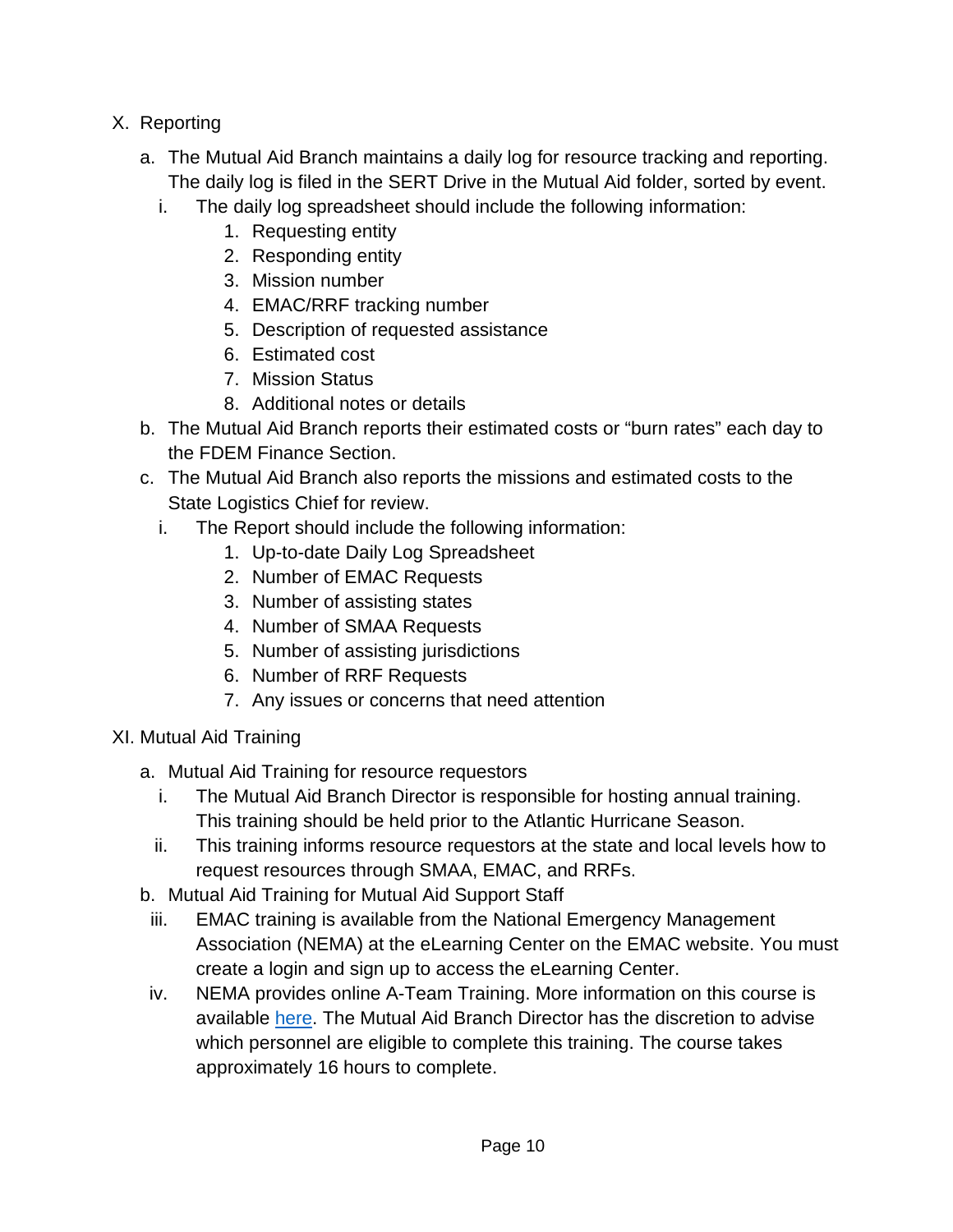## X. Reporting

a. The Mutual Aid Branch maintains a daily log for resource tracking and reporting. The daily log is filed in the SERT Drive in the Mutual Aid folder, sorted by event.

   i. The daily log spreadsheet should include the following information:

      1. Requesting entity
      2. Responding entity
      3. Mission number
      4. EMAC/RRF tracking number
      5. Description of requested assistance
      6. Estimated cost
      7. Mission Status
      8. Additional notes or details

b. The Mutual Aid Branch reports their estimated costs or "burn rates" each day to the FDEM Finance Section.

c. The Mutual Aid Branch also reports the missions and estimated costs to the State Logistics Chief for review.

   i. The Report should include the following information:

      1. Up-to-date Daily Log Spreadsheet
      2. Number of EMAC Requests
      3. Number of assisting states
      4. Number of SMAA Requests
      5. Number of assisting jurisdictions
      6. Number of RRF Requests
      7. Any issues or concerns that need attention

## XI. Mutual Aid Training

a. Mutual Aid Training for resource requestors

   i. The Mutual Aid Branch Director is responsible for hosting annual training. This training should be held prior to the Atlantic Hurricane Season.

   ii. This training informs resource requestors at the state and local levels how to request resources through SMAA, EMAC, and RRFs.

b. Mutual Aid Training for Mutual Aid Support Staff

   iii. EMAC training is available from the National Emergency Management Association (NEMA) at the eLearning Center on the EMAC website. You must create a login and sign up to access the eLearning Center.

   iv. NEMA provides online A-Team Training. More information on this course is available here. The Mutual Aid Branch Director has the discretion to advise which personnel are eligible to complete this training. The course takes approximately 16 hours to complete.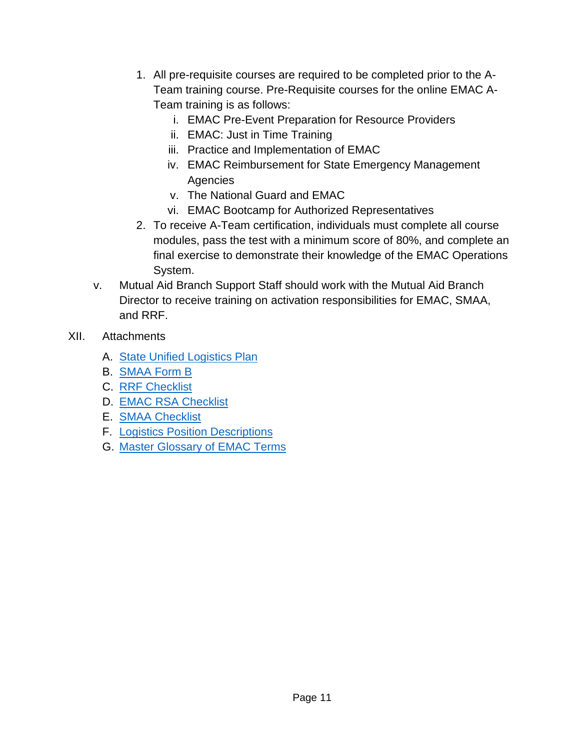1. All pre-requisite courses are required to be completed prior to the A-Team training course. Pre-Requisite courses for the online EMAC A-Team training is as follows:
    i. EMAC Pre-Event Preparation for Resource Providers
    ii. EMAC: Just in Time Training
    iii. Practice and Implementation of EMAC
    iv. EMAC Reimbursement for State Emergency Management Agencies
    v. The National Guard and EMAC
    vi. EMAC Bootcamp for Authorized Representatives
2. To receive A-Team certification, individuals must complete all course modules, pass the test with a minimum score of 80%, and complete an final exercise to demonstrate their knowledge of the EMAC Operations System.

v. Mutual Aid Branch Support Staff should work with the Mutual Aid Branch Director to receive training on activation responsibilities for EMAC, SMAA, and RRF.

XII. Attachments

A. State Unified Logistics Plan
B. SMAA Form B
C. RRF Checklist
D. EMAC RSA Checklist
E. SMAA Checklist
F. Logistics Position Descriptions
G. Master Glossary of EMAC Terms